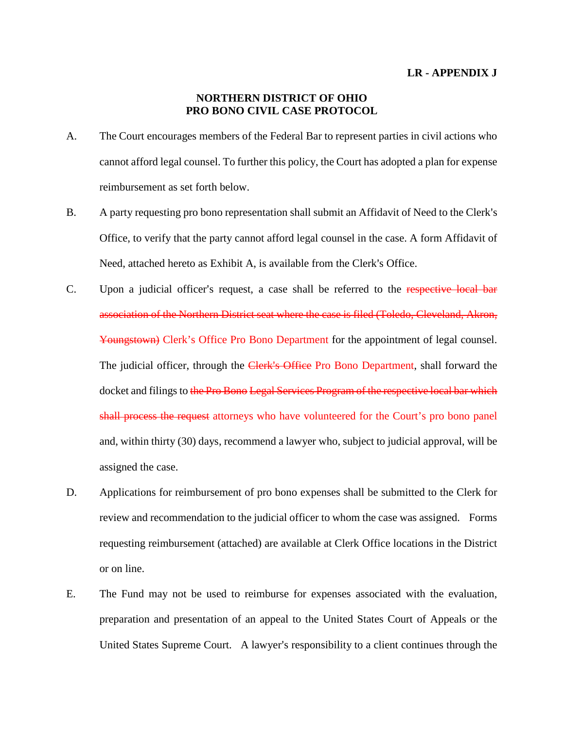**LR - APPENDIX J**

**NORTHERN DISTRICT OF OHIO**
**PRO BONO CIVIL CASE PROTOCOL**

A. The Court encourages members of the Federal Bar to represent parties in civil actions who cannot afford legal counsel. To further this policy, the Court has adopted a plan for expense reimbursement as set forth below.

B. A party requesting pro bono representation shall submit an Affidavit of Need to the Clerk's Office, to verify that the party cannot afford legal counsel in the case. A form Affidavit of Need, attached hereto as Exhibit A, is available from the Clerk's Office.

C. Upon a judicial officer's request, a case shall be referred to the ~~respective local bar association of the Northern District seat where the case is filed (Toledo, Cleveland, Akron, Youngstown)~~ Clerk's Office Pro Bono Department for the appointment of legal counsel. The judicial officer, through the ~~Clerk's Office~~ Pro Bono Department, shall forward the docket and filings to ~~the Pro Bono Legal Services Program of the respective local bar which shall process the request~~ attorneys who have volunteered for the Court's pro bono panel and, within thirty (30) days, recommend a lawyer who, subject to judicial approval, will be assigned the case.

D. Applications for reimbursement of pro bono expenses shall be submitted to the Clerk for review and recommendation to the judicial officer to whom the case was assigned. Forms requesting reimbursement (attached) are available at Clerk Office locations in the District or on line.

E. The Fund may not be used to reimburse for expenses associated with the evaluation, preparation and presentation of an appeal to the United States Court of Appeals or the United States Supreme Court. A lawyer's responsibility to a client continues through the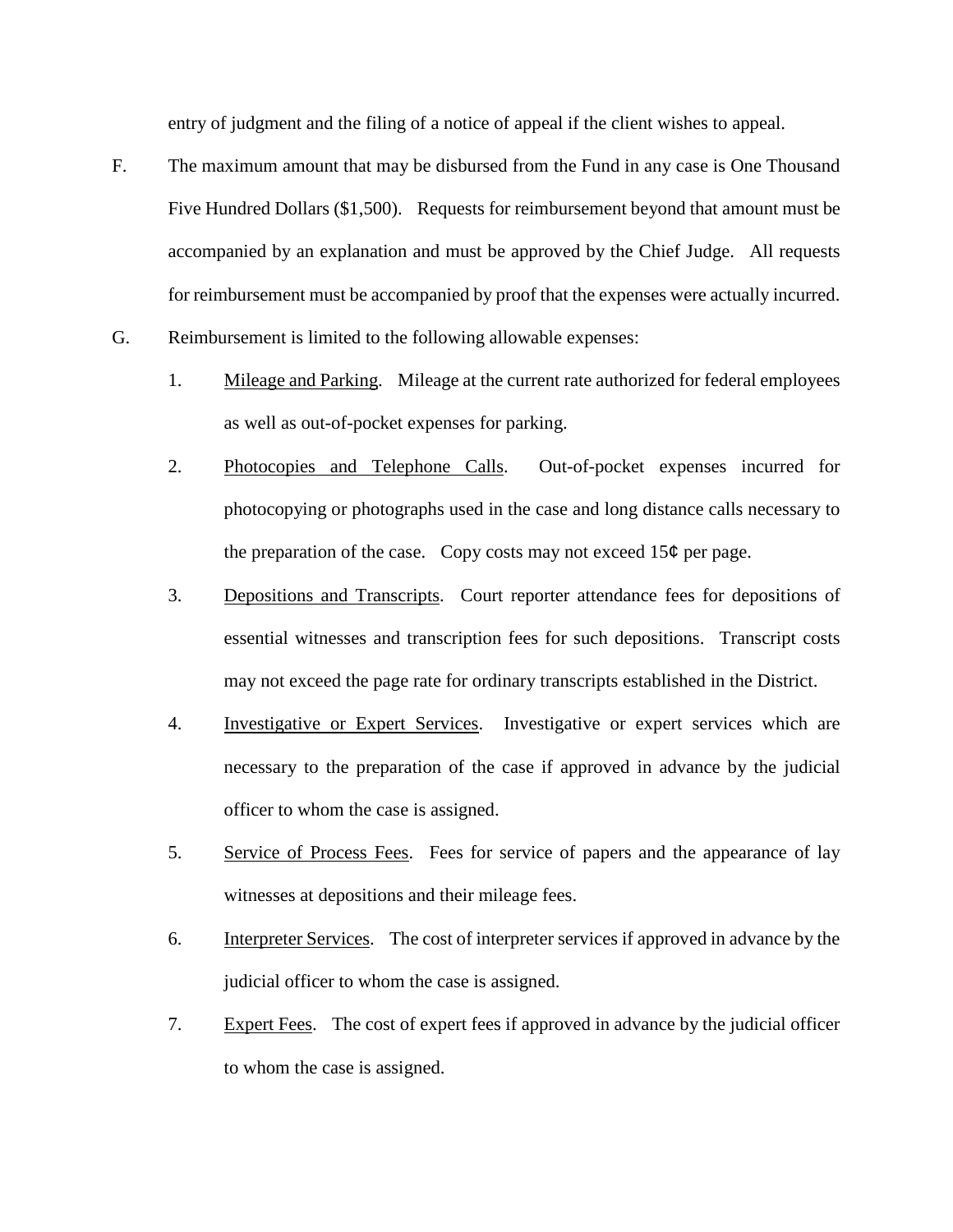entry of judgment and the filing of a notice of appeal if the client wishes to appeal.

F. The maximum amount that may be disbursed from the Fund in any case is One Thousand Five Hundred Dollars ($1,500). Requests for reimbursement beyond that amount must be accompanied by an explanation and must be approved by the Chief Judge. All requests for reimbursement must be accompanied by proof that the expenses were actually incurred.

G. Reimbursement is limited to the following allowable expenses:

   1. <u>Mileage and Parking</u>. Mileage at the current rate authorized for federal employees as well as out-of-pocket expenses for parking.

   2. <u>Photocopies and Telephone Calls</u>. Out-of-pocket expenses incurred for photocopying or photographs used in the case and long distance calls necessary to the preparation of the case. Copy costs may not exceed 15¢ per page.

   3. <u>Depositions and Transcripts</u>. Court reporter attendance fees for depositions of essential witnesses and transcription fees for such depositions. Transcript costs may not exceed the page rate for ordinary transcripts established in the District.

   4. <u>Investigative or Expert Services</u>. Investigative or expert services which are necessary to the preparation of the case if approved in advance by the judicial officer to whom the case is assigned.

   5. <u>Service of Process Fees</u>. Fees for service of papers and the appearance of lay witnesses at depositions and their mileage fees.

   6. <u>Interpreter Services</u>. The cost of interpreter services if approved in advance by the judicial officer to whom the case is assigned.

   7. <u>Expert Fees</u>. The cost of expert fees if approved in advance by the judicial officer to whom the case is assigned.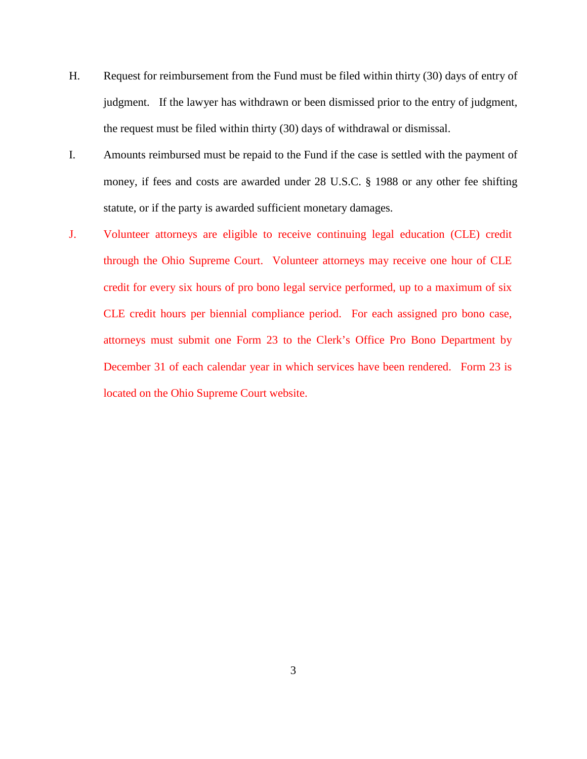H. Request for reimbursement from the Fund must be filed within thirty (30) days of entry of judgment. If the lawyer has withdrawn or been dismissed prior to the entry of judgment, the request must be filed within thirty (30) days of withdrawal or dismissal.

I. Amounts reimbursed must be repaid to the Fund if the case is settled with the payment of money, if fees and costs are awarded under 28 U.S.C. § 1988 or any other fee shifting statute, or if the party is awarded sufficient monetary damages.

J. Volunteer attorneys are eligible to receive continuing legal education (CLE) credit through the Ohio Supreme Court. Volunteer attorneys may receive one hour of CLE credit for every six hours of pro bono legal service performed, up to a maximum of six CLE credit hours per biennial compliance period. For each assigned pro bono case, attorneys must submit one Form 23 to the Clerk's Office Pro Bono Department by December 31 of each calendar year in which services have been rendered. Form 23 is located on the Ohio Supreme Court website.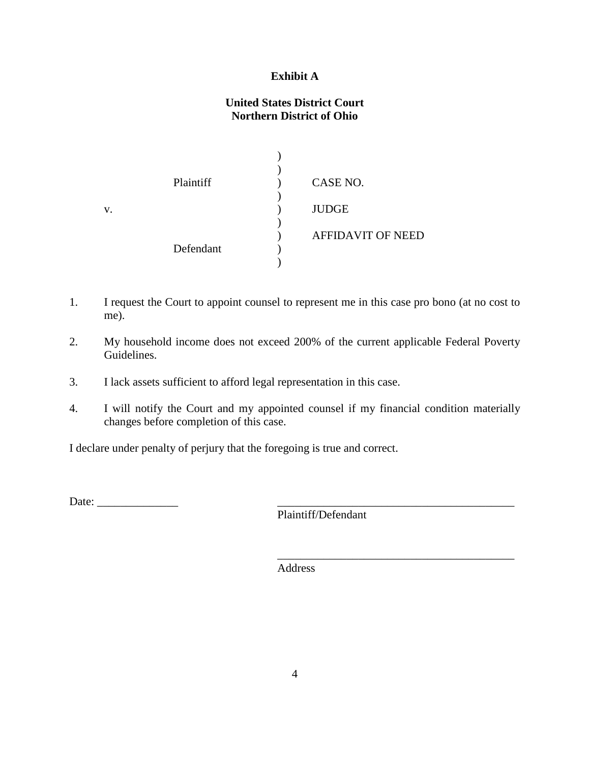**Exhibit A**

**United States District Court**
**Northern District of Ohio**

| | | | |
|---|---|---|---|
| | Plaintiff | ) | CASE NO. |
| v. | | ) | JUDGE |
| | | ) | AFFIDAVIT OF NEED |
| | Defendant | ) | |

1. I request the Court to appoint counsel to represent me in this case pro bono (at no cost to me).

2. My household income does not exceed 200% of the current applicable Federal Poverty Guidelines.

3. I lack assets sufficient to afford legal representation in this case.

4. I will notify the Court and my appointed counsel if my financial condition materially changes before completion of this case.

I declare under penalty of perjury that the foregoing is true and correct.

Date: ______________

__________________________________________
Plaintiff/Defendant

__________________________________________
Address